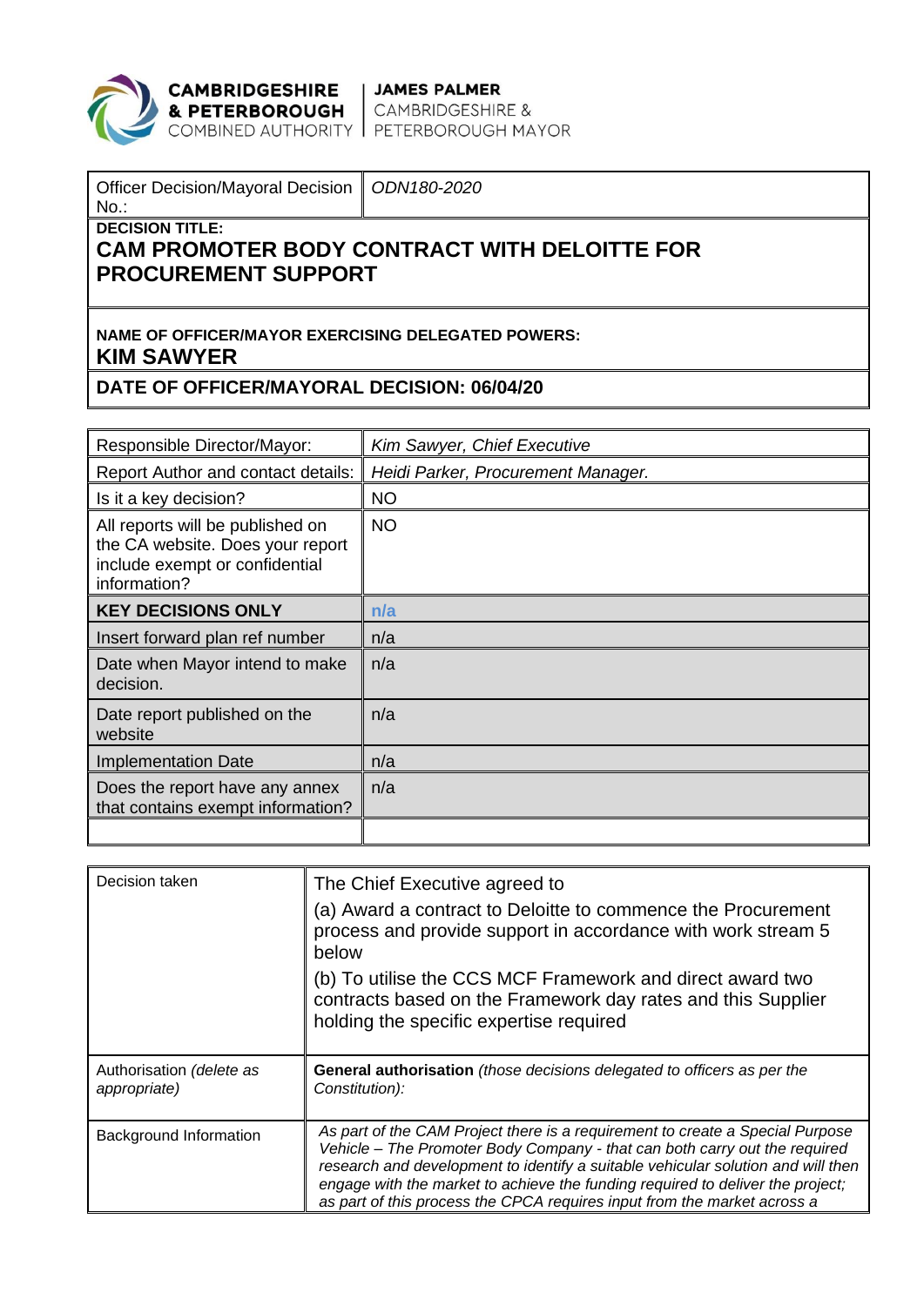**CAMBRIDGESHIRE & PETERBOROUGH COMBINED AUTHORITY** | **JAMES PALMER** CAMBRIDGESHIRE & PETERBOROUGH MAYOR

| Officer Decision/Mayoral Decision No.: | *ODN180-2020* |
|---|---|

**DECISION TITLE:**

## CAM PROMOTER BODY CONTRACT WITH DELOITTE FOR PROCUREMENT SUPPORT

**NAME OF OFFICER/MAYOR EXERCISING DELEGATED POWERS:**

**KIM SAWYER**

**DATE OF OFFICER/MAYORAL DECISION: 06/04/20**

| Responsible Director/Mayor: | *Kim Sawyer, Chief Executive* |
|---|---|
| Report Author and contact details: | *Heidi Parker, Procurement Manager.* |
| Is it a key decision? | NO |
| All reports will be published on the CA website. Does your report include exempt or confidential information? | NO |
| **KEY DECISIONS ONLY** | **n/a** |
| Insert forward plan ref number | n/a |
| Date when Mayor intend to make decision. | n/a |
| Date report published on the website | n/a |
| Implementation Date | n/a |
| Does the report have any annex that contains exempt information? | n/a |
| | |

| Decision taken | The Chief Executive agreed to<br>(a) Award a contract to Deloitte to commence the Procurement process and provide support in accordance with work stream 5 below<br>(b) To utilise the CCS MCF Framework and direct award two contracts based on the Framework day rates and this Supplier holding the specific expertise required |
|---|---|
| Authorisation *(delete as appropriate)* | **General authorisation** *(those decisions delegated to officers as per the Constitution):* |
| Background Information | *As part of the CAM Project there is a requirement to create a Special Purpose Vehicle – The Promoter Body Company - that can both carry out the required research and development to identify a suitable vehicular solution and will then engage with the market to achieve the funding required to deliver the project; as part of this process the CPCA requires input from the market across a* |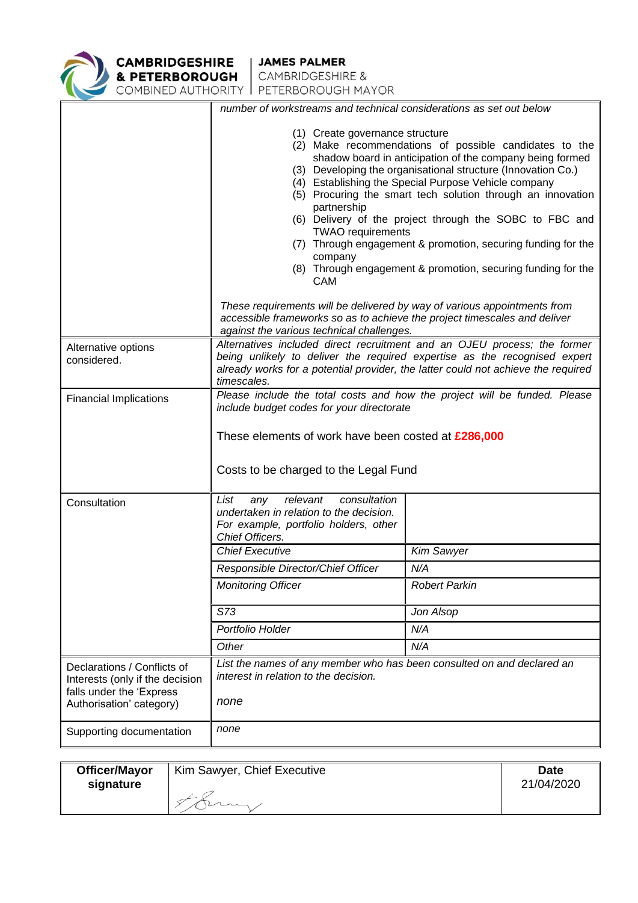| | |
|---|---|
| | *number of workstreams and technical considerations as set out below*<br><br>(1) Create governance structure<br>(2) Make recommendations of possible candidates to the shadow board in anticipation of the company being formed<br>(3) Developing the organisational structure (Innovation Co.)<br>(4) Establishing the Special Purpose Vehicle company<br>(5) Procuring the smart tech solution through an innovation partnership<br>(6) Delivery of the project through the SOBC to FBC and TWAO requirements<br>(7) Through engagement & promotion, securing funding for the company<br>(8) Through engagement & promotion, securing funding for the CAM<br><br>*These requirements will be delivered by way of various appointments from accessible frameworks so as to achieve the project timescales and deliver against the various technical challenges.* |
| Alternative options considered. | *Alternatives included direct recruitment and an OJEU process; the former being unlikely to deliver the required expertise as the recognised expert already works for a potential provider, the latter could not achieve the required timescales.* |
| Financial Implications | *Please include the total costs and how the project will be funded. Please include budget codes for your directorate*<br><br>These elements of work have been costed at **£286,000**<br><br>Costs to be charged to the Legal Fund |
| Consultation | *List any relevant consultation undertaken in relation to the decision. For example, portfolio holders, other Chief Officers.* |
| | *Chief Executive* — *Kim Sawyer* |
| | *Responsible Director/Chief Officer* — *N/A* |
| | *Monitoring Officer* — *Robert Parkin* |
| | *S73* — *Jon Alsop* |
| | *Portfolio Holder* — *N/A* |
| | *Other* — *N/A* |
| Declarations / Conflicts of Interests (only if the decision falls under the 'Express Authorisation' category) | *List the names of any member who has been consulted on and declared an interest in relation to the decision.*<br><br>*none* |
| Supporting documentation | *none* |

| | | |
|---|---|---|
| **Officer/Mayor signature** | Kim Sawyer, Chief Executive | **Date** 21/04/2020 |